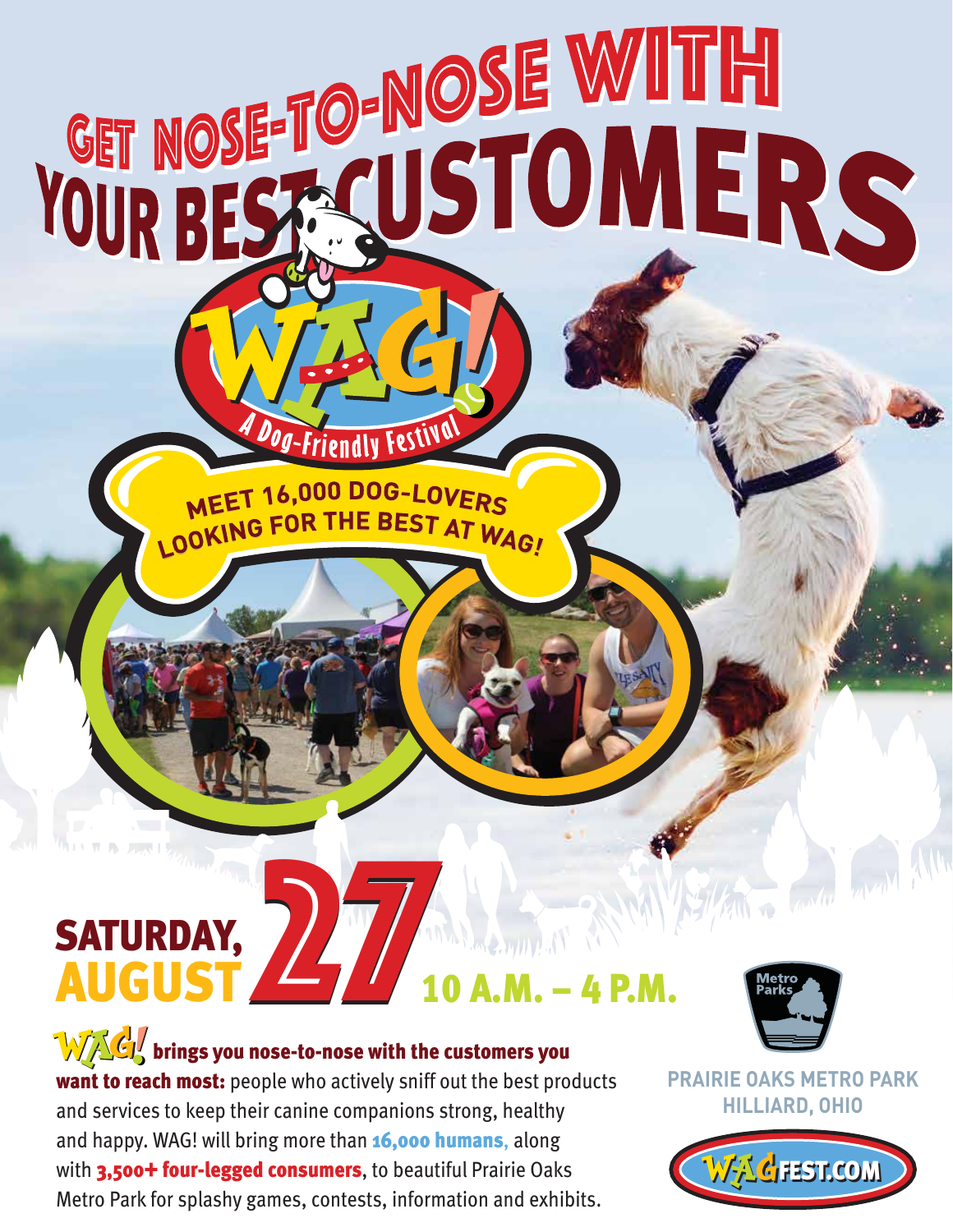# GET NOSE-TO-NOSE WITH YOUR BEST CUSTOMERS

WAG! A Dog-Friendly Festival

**MEET 16,000 DOG-LOVERS LOOKING FOR THE BEST AT WAG!**

## SATURDAY, AUGUST 27

## 10 A.M. – 4 P.M.

**WAG! brings you nose-to-nose with the customers you want to reach most:** people who actively sniff out the best products and services to keep their canine companions strong, healthy and happy. WAG! will bring more than **16,000 humans**, along with **3,500+ four-legged consumers**, to beautiful Prairie Oaks Metro Park for splashy games, contests, information and exhibits.

Metro Parks

**PRAIRIE OAKS METRO PARK**
**HILLIARD, OHIO**

WAGFEST.COM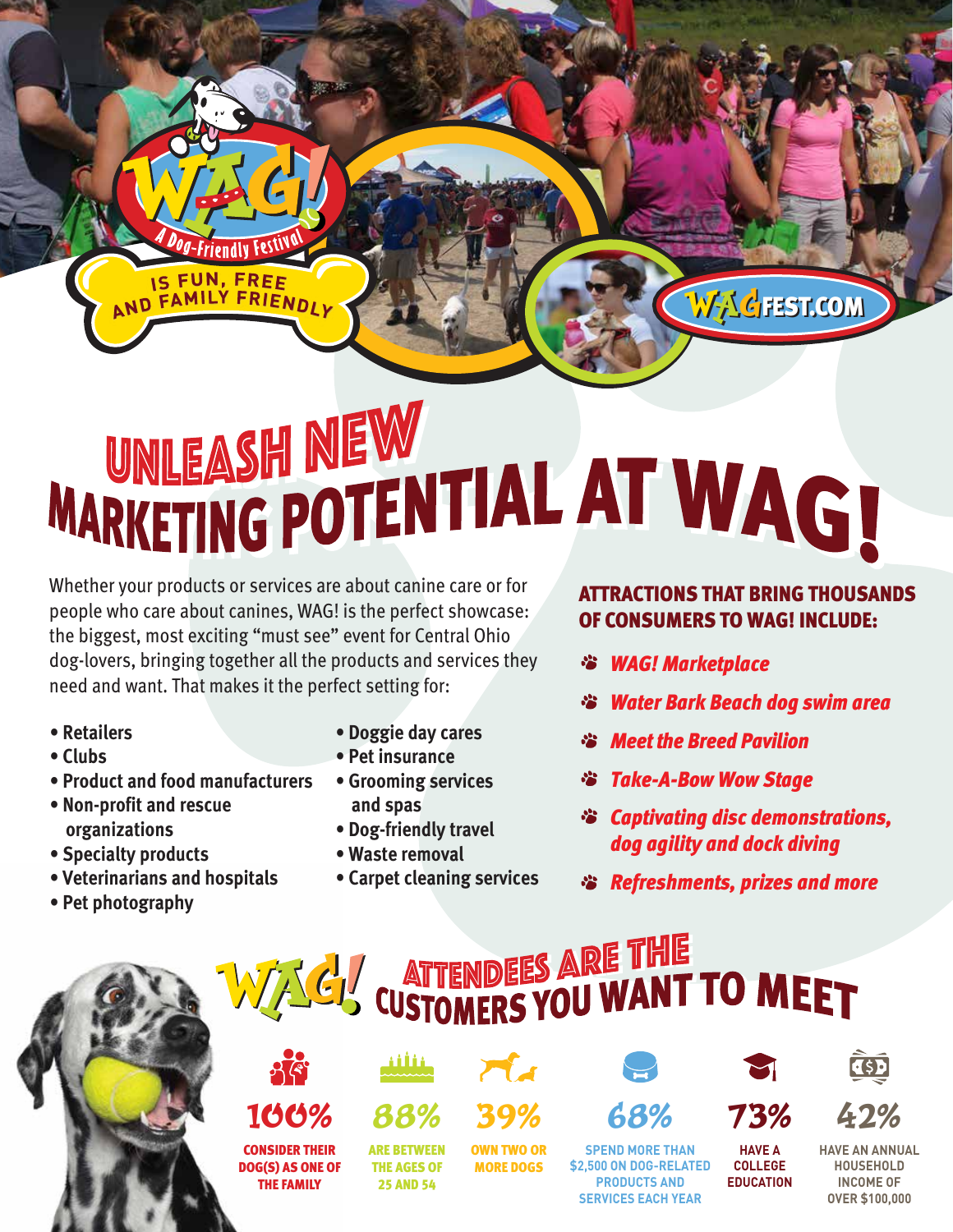WAG! A Dog-Friendly Festival

IS FUN, FREE AND FAMILY FRIENDLY

WAGFEST.COM

# UNLEASH NEW MARKETING POTENTIAL AT WAG!

Whether your products or services are about canine care or for people who care about canines, WAG! is the perfect showcase: the biggest, most exciting "must see" event for Central Ohio dog-lovers, bringing together all the products and services they need and want. That makes it the perfect setting for:

- Retailers
- Clubs
- Product and food manufacturers
- Non-profit and rescue organizations
- Specialty products
- Veterinarians and hospitals
- Pet photography
- Doggie day cares
- Pet insurance
- Grooming services and spas
- Dog-friendly travel
- Waste removal
- Carpet cleaning services

### ATTRACTIONS THAT BRING THOUSANDS OF CONSUMERS TO WAG! INCLUDE:

- *WAG! Marketplace*
- *Water Bark Beach dog swim area*
- *Meet the Breed Pavilion*
- *Take-A-Bow Wow Stage*
- *Captivating disc demonstrations, dog agility and dock diving*
- *Refreshments, prizes and more*

## WAG! ATTENDEES ARE THE CUSTOMERS YOU WANT TO MEET

- **100%** CONSIDER THEIR DOG(S) AS ONE OF THE FAMILY
- **88%** ARE BETWEEN THE AGES OF 25 AND 54
- **39%** OWN TWO OR MORE DOGS
- **68%** SPEND MORE THAN $2,500 ON DOG-RELATED PRODUCTS AND SERVICES EACH YEAR
- **73%** HAVE A COLLEGE EDUCATION
- **42%** HAVE AN ANNUAL HOUSEHOLD INCOME OF OVER $100,000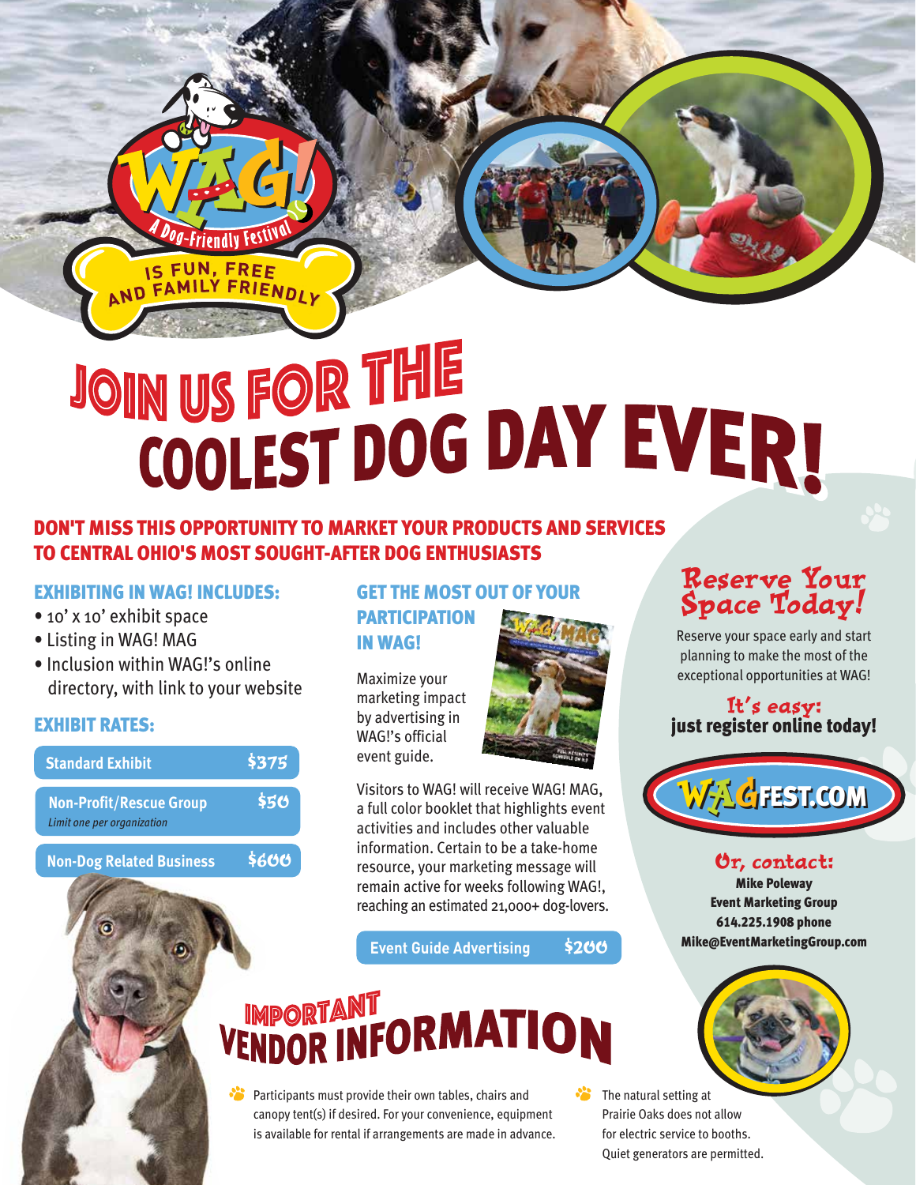WAG! A Dog-Friendly Festival

IS FUN, FREE AND FAMILY FRIENDLY

# JOIN US FOR THE COOLEST DOG DAY EVER!

## DON'T MISS THIS OPPORTUNITY TO MARKET YOUR PRODUCTS AND SERVICES TO CENTRAL OHIO'S MOST SOUGHT-AFTER DOG ENTHUSIASTS

### EXHIBITING IN WAG! INCLUDES:

- 10' x 10' exhibit space
- Listing in WAG! MAG
- Inclusion within WAG!'s online directory, with link to your website

### EXHIBIT RATES:

| | |
|---|---|
| Standard Exhibit | $375 |
| Non-Profit/Rescue Group *Limit one per organization* | $50 |
| Non-Dog Related Business | $600 |

### GET THE MOST OUT OF YOUR PARTICIPATION IN WAG!

Maximize your marketing impact by advertising in WAG!'s official event guide.

Visitors to WAG! will receive WAG! MAG, a full color booklet that highlights event activities and includes other valuable information. Certain to be a take-home resource, your marketing message will remain active for weeks following WAG!, reaching an estimated 21,000+ dog-lovers.

| | |
|---|---|
| Event Guide Advertising | $200 |

### Reserve Your Space Today!

Reserve your space early and start planning to make the most of the exceptional opportunities at WAG!

*It's easy:*
**just register online today!**

WAGFEST.COM

*Or, contact:*
**Mike Poleway**
**Event Marketing Group**
**614.225.1908 phone**
**Mike@EventMarketingGroup.com**

## IMPORTANT VENDOR INFORMATION

- Participants must provide their own tables, chairs and canopy tent(s) if desired. For your convenience, equipment is available for rental if arrangements are made in advance.
- The natural setting at Prairie Oaks does not allow for electric service to booths. Quiet generators are permitted.